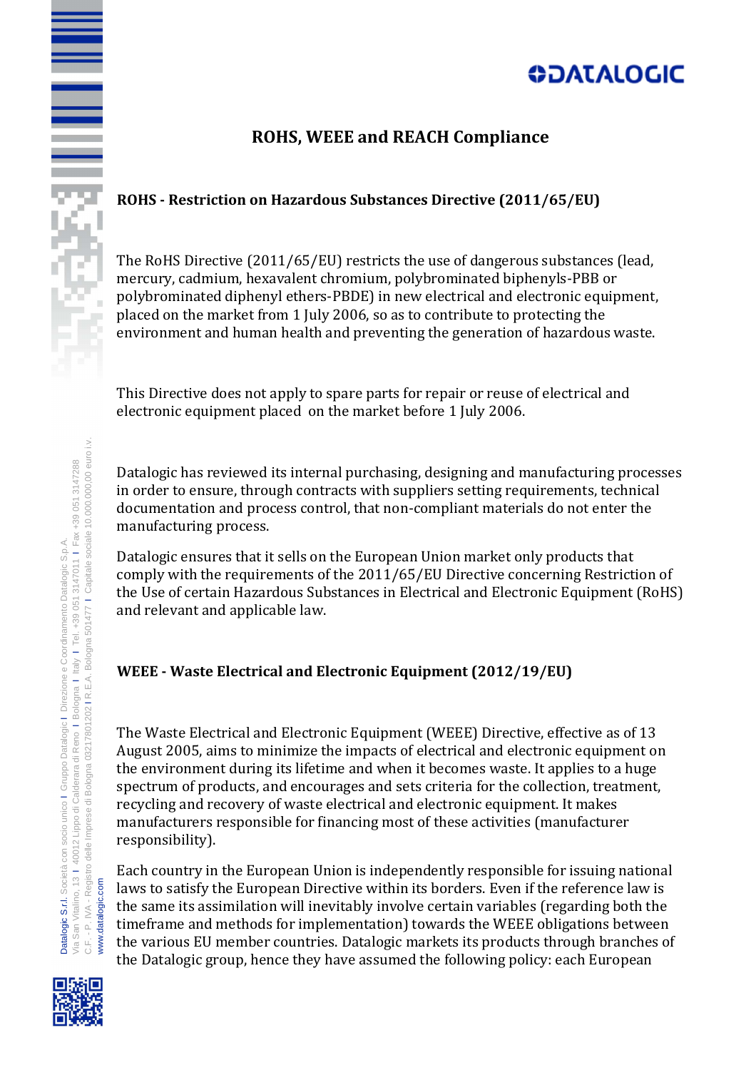# ROHS, WEEE and REACH Compliance

## ROHS - Restriction on Hazardous Substances Directive (2011/65/EU)

The RoHS Directive (2011/65/EU) restricts the use of dangerous substances (lead, mercury, cadmium, hexavalent chromium, polybrominated biphenyls-PBB or polybrominated diphenyl ethers-PBDE) in new electrical and electronic equipment, placed on the market from 1 July 2006, so as to contribute to protecting the environment and human health and preventing the generation of hazardous waste.

This Directive does not apply to spare parts for repair or reuse of electrical and electronic equipment placed on the market before 1 July 2006.

Datalogic has reviewed its internal purchasing, designing and manufacturing processes in order to ensure, through contracts with suppliers setting requirements, technical documentation and process control, that non-compliant materials do not enter the manufacturing process.

Datalogic ensures that it sells on the European Union market only products that comply with the requirements of the 2011/65/EU Directive concerning Restriction of the Use of certain Hazardous Substances in Electrical and Electronic Equipment (RoHS) and relevant and applicable law.

## WEEE - Waste Electrical and Electronic Equipment (2012/19/EU)

The Waste Electrical and Electronic Equipment (WEEE) Directive, effective as of 13 August 2005, aims to minimize the impacts of electrical and electronic equipment on the environment during its lifetime and when it becomes waste. It applies to a huge spectrum of products, and encourages and sets criteria for the collection, treatment, recycling and recovery of waste electrical and electronic equipment. It makes manufacturers responsible for financing most of these activities (manufacturer responsibility).

Each country in the European Union is independently responsible for issuing national laws to satisfy the European Directive within its borders. Even if the reference law is the same its assimilation will inevitably involve certain variables (regarding both the timeframe and methods for implementation) towards the WEEE obligations between the various EU member countries. Datalogic markets its products through branches of the Datalogic group, hence they have assumed the following policy: each European

Datalogic S.r.l. Società con socio unico | Gruppo Datalogic | Direzione e Coordinamento Datalogic S.p.A.
Via San Vitalino, 13 | 40012 Lippo di Calderara di Reno | Bologna | Italy | Tel. +39 051 3147011 | Fax +39 051 3147288
C.F. - P. IVA - Registro delle imprese di Bologna 03217801202 | R.E.A. Bologna 501477 | Capitale sociale 10.000.000,00 euro i.v.
www.datalogic.com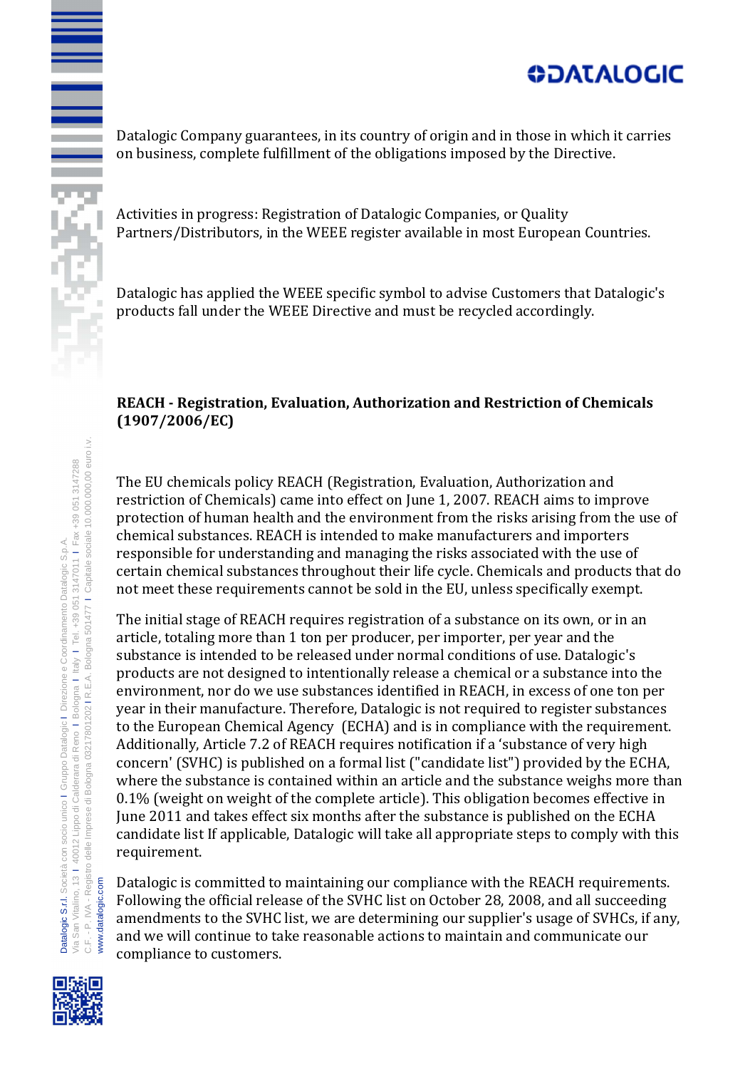Datalogic Company guarantees, in its country of origin and in those in which it carries on business, complete fulfillment of the obligations imposed by the Directive.

Activities in progress: Registration of Datalogic Companies, or Quality Partners/Distributors, in the WEEE register available in most European Countries.

Datalogic has applied the WEEE specific symbol to advise Customers that Datalogic's products fall under the WEEE Directive and must be recycled accordingly.

**REACH - Registration, Evaluation, Authorization and Restriction of Chemicals (1907/2006/EC)**

The EU chemicals policy REACH (Registration, Evaluation, Authorization and restriction of Chemicals) came into effect on June 1, 2007. REACH aims to improve protection of human health and the environment from the risks arising from the use of chemical substances. REACH is intended to make manufacturers and importers responsible for understanding and managing the risks associated with the use of certain chemical substances throughout their life cycle. Chemicals and products that do not meet these requirements cannot be sold in the EU, unless specifically exempt.

The initial stage of REACH requires registration of a substance on its own, or in an article, totaling more than 1 ton per producer, per importer, per year and the substance is intended to be released under normal conditions of use. Datalogic's products are not designed to intentionally release a chemical or a substance into the environment, nor do we use substances identified in REACH, in excess of one ton per year in their manufacture. Therefore, Datalogic is not required to register substances to the European Chemical Agency (ECHA) and is in compliance with the requirement. Additionally, Article 7.2 of REACH requires notification if a 'substance of very high concern' (SVHC) is published on a formal list ("candidate list") provided by the ECHA, where the substance is contained within an article and the substance weighs more than 0.1% (weight on weight of the complete article). This obligation becomes effective in June 2011 and takes effect six months after the substance is published on the ECHA candidate list If applicable, Datalogic will take all appropriate steps to comply with this requirement.

Datalogic is committed to maintaining our compliance with the REACH requirements. Following the official release of the SVHC list on October 28, 2008, and all succeeding amendments to the SVHC list, we are determining our supplier's usage of SVHCs, if any, and we will continue to take reasonable actions to maintain and communicate our compliance to customers.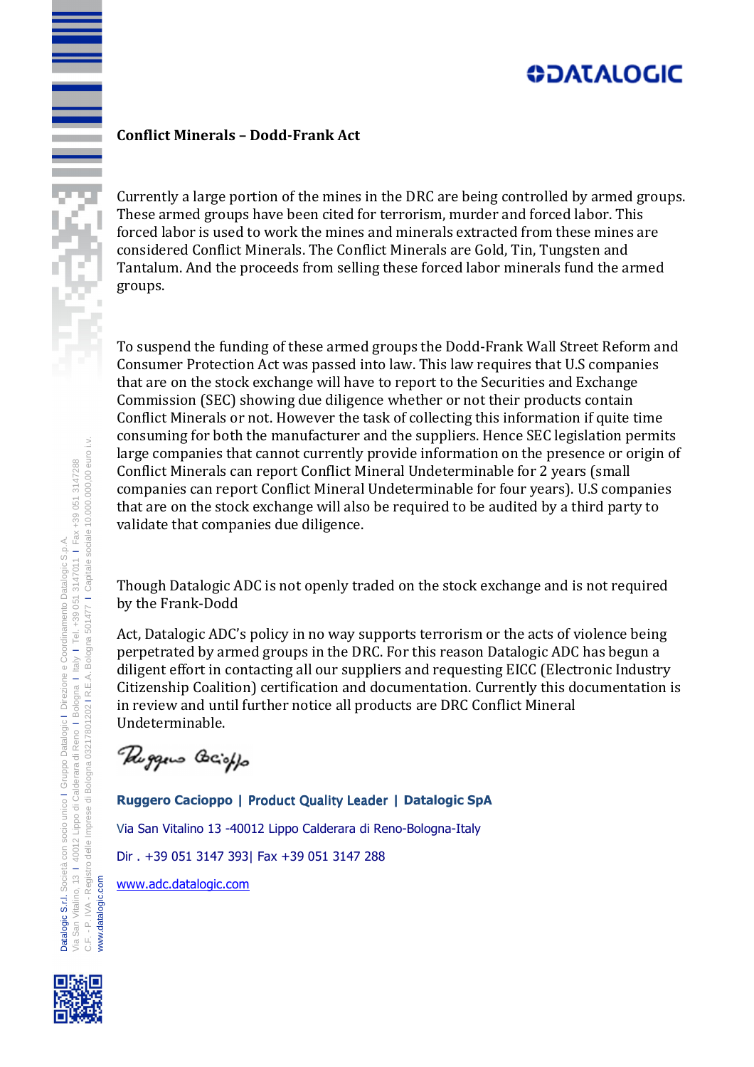**Conflict Minerals – Dodd-Frank Act**

Currently a large portion of the mines in the DRC are being controlled by armed groups. These armed groups have been cited for terrorism, murder and forced labor. This forced labor is used to work the mines and minerals extracted from these mines are considered Conflict Minerals. The Conflict Minerals are Gold, Tin, Tungsten and Tantalum. And the proceeds from selling these forced labor minerals fund the armed groups.

To suspend the funding of these armed groups the Dodd-Frank Wall Street Reform and Consumer Protection Act was passed into law. This law requires that U.S companies that are on the stock exchange will have to report to the Securities and Exchange Commission (SEC) showing due diligence whether or not their products contain Conflict Minerals or not. However the task of collecting this information if quite time consuming for both the manufacturer and the suppliers. Hence SEC legislation permits large companies that cannot currently provide information on the presence or origin of Conflict Minerals can report Conflict Mineral Undeterminable for 2 years (small companies can report Conflict Mineral Undeterminable for four years). U.S companies that are on the stock exchange will also be required to be audited by a third party to validate that companies due diligence.

Though Datalogic ADC is not openly traded on the stock exchange and is not required by the Frank-Dodd

Act, Datalogic ADC's policy in no way supports terrorism or the acts of violence being perpetrated by armed groups in the DRC. For this reason Datalogic ADC has begun a diligent effort in contacting all our suppliers and requesting EICC (Electronic Industry Citizenship Coalition) certification and documentation. Currently this documentation is in review and until further notice all products are DRC Conflict Mineral Undeterminable.

Ruggero Cacioppo

**Ruggero Cacioppo | Product Quality Leader | Datalogic SpA**

Via San Vitalino 13 -40012 Lippo Calderara di Reno-Bologna-Italy

Dir . +39 051 3147 393| Fax +39 051 3147 288

www.adc.datalogic.com

Datalogic S.r.l. Società con socio unico I Gruppo Datalogic I Direzione e Coordinamento Datalogic S.p.A.
Via San Vitalino, 13 I 40012 Lippo di Calderara di Reno I Bologna I Italy I Tel. +39 051 3147011 I Fax +39 051 3147288
C.F. - P. IVA - Registro delle Imprese di Bologna 03217801202 I R.E.A. Bologna 501477 I Capitale sociale 10.000.000,00 euro i.v.
www.datalogic.com